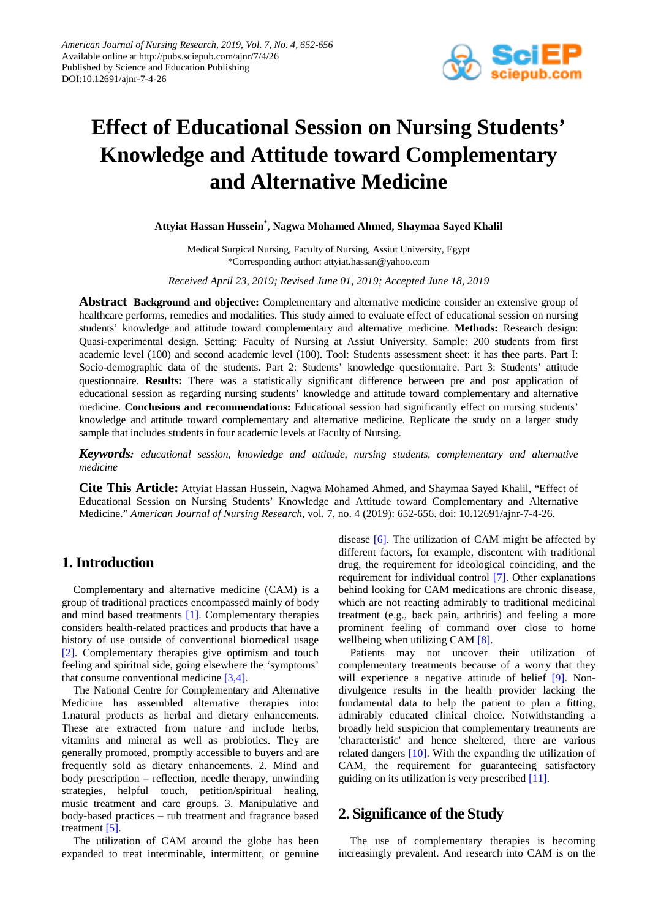# Effect of Educational Session on Nursing Students' Knowledge and Attitude toward Complementary and Alternative Medicine

**Attyiat Hassan Hussein[*], Nagwa Mohamed Ahmed, Shaymaa Sayed Khalil**

Medical Surgical Nursing, Faculty of Nursing, Assiut University, Egypt
*Corresponding author: attyiat.hassan@yahoo.com

*Received April 23, 2019; Revised June 01, 2019; Accepted June 18, 2019*

**Abstract** **Background and objective:** Complementary and alternative medicine consider an extensive group of healthcare performs, remedies and modalities. This study aimed to evaluate effect of educational session on nursing students' knowledge and attitude toward complementary and alternative medicine. **Methods:** Research design: Quasi-experimental design. Setting: Faculty of Nursing at Assiut University. Sample: 200 students from first academic level (100) and second academic level (100). Tool: Students assessment sheet: it has thee parts. Part I: Socio-demographic data of the students. Part 2: Students' knowledge questionnaire. Part 3: Students' attitude questionnaire. **Results:** There was a statistically significant difference between pre and post application of educational session as regarding nursing students' knowledge and attitude toward complementary and alternative medicine. **Conclusions and recommendations:** Educational session had significantly effect on nursing students' knowledge and attitude toward complementary and alternative medicine. Replicate the study on a larger study sample that includes students in four academic levels at Faculty of Nursing.

***Keywords:*** *educational session, knowledge and attitude, nursing students, complementary and alternative medicine*

**Cite This Article:** Attyiat Hassan Hussein, Nagwa Mohamed Ahmed, and Shaymaa Sayed Khalil, "Effect of Educational Session on Nursing Students' Knowledge and Attitude toward Complementary and Alternative Medicine." *American Journal of Nursing Research*, vol. 7, no. 4 (2019): 652-656. doi: 10.12691/ajnr-7-4-26.

## 1. Introduction

Complementary and alternative medicine (CAM) is a group of traditional practices encompassed mainly of body and mind based treatments [1]. Complementary therapies considers health-related practices and products that have a history of use outside of conventional biomedical usage [2]. Complementary therapies give optimism and touch feeling and spiritual side, going elsewhere the 'symptoms' that consume conventional medicine [3,4].

The National Centre for Complementary and Alternative Medicine has assembled alternative therapies into: 1.natural products as herbal and dietary enhancements. These are extracted from nature and include herbs, vitamins and mineral as well as probiotics. They are generally promoted, promptly accessible to buyers and are frequently sold as dietary enhancements. 2. Mind and body prescription – reflection, needle therapy, unwinding strategies, helpful touch, petition/spiritual healing, music treatment and care groups. 3. Manipulative and body-based practices – rub treatment and fragrance based treatment [5].

The utilization of CAM around the globe has been expanded to treat interminable, intermittent, or genuine disease [6]. The utilization of CAM might be affected by different factors, for example, discontent with traditional drug, the requirement for ideological coinciding, and the requirement for individual control [7]. Other explanations behind looking for CAM medications are chronic disease, which are not reacting admirably to traditional medicinal treatment (e.g., back pain, arthritis) and feeling a more prominent feeling of command over close to home wellbeing when utilizing CAM [8].

Patients may not uncover their utilization of complementary treatments because of a worry that they will experience a negative attitude of belief [9]. Non-divulgence results in the health provider lacking the fundamental data to help the patient to plan a fitting, admirably educated clinical choice. Notwithstanding a broadly held suspicion that complementary treatments are 'characteristic' and hence sheltered, there are various related dangers [10]. With the expanding the utilization of CAM, the requirement for guaranteeing satisfactory guiding on its utilization is very prescribed [11].

## 2. Significance of the Study

The use of complementary therapies is becoming increasingly prevalent. And research into CAM is on the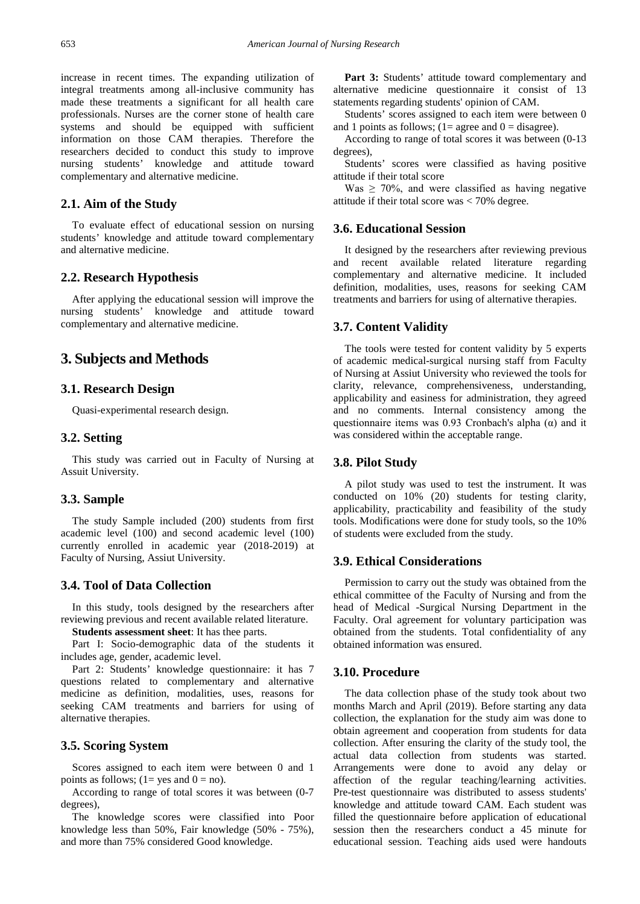increase in recent times. The expanding utilization of integral treatments among all-inclusive community has made these treatments a significant for all health care professionals. Nurses are the corner stone of health care systems and should be equipped with sufficient information on those CAM therapies. Therefore the researchers decided to conduct this study to improve nursing students' knowledge and attitude toward complementary and alternative medicine.

## 2.1. Aim of the Study

To evaluate effect of educational session on nursing students' knowledge and attitude toward complementary and alternative medicine.

## 2.2. Research Hypothesis

After applying the educational session will improve the nursing students' knowledge and attitude toward complementary and alternative medicine.

# 3. Subjects and Methods

## 3.1. Research Design

Quasi-experimental research design.

## 3.2. Setting

This study was carried out in Faculty of Nursing at Assuit University.

## 3.3. Sample

The study Sample included (200) students from first academic level (100) and second academic level (100) currently enrolled in academic year (2018-2019) at Faculty of Nursing, Assiut University.

## 3.4. Tool of Data Collection

In this study, tools designed by the researchers after reviewing previous and recent available related literature.

**Students assessment sheet**: It has thee parts.

Part I: Socio-demographic data of the students it includes age, gender, academic level.

Part 2: Students' knowledge questionnaire: it has 7 questions related to complementary and alternative medicine as definition, modalities, uses, reasons for seeking CAM treatments and barriers for using of alternative therapies.

## 3.5. Scoring System

Scores assigned to each item were between 0 and 1 points as follows; (1= yes and 0 = no).

According to range of total scores it was between (0-7 degrees),

The knowledge scores were classified into Poor knowledge less than 50%, Fair knowledge (50% - 75%), and more than 75% considered Good knowledge.

**Part 3:** Students' attitude toward complementary and alternative medicine questionnaire it consist of 13 statements regarding students' opinion of CAM.

Students' scores assigned to each item were between 0 and 1 points as follows; (1= agree and 0 = disagree).

According to range of total scores it was between (0-13 degrees),

Students' scores were classified as having positive attitude if their total score

Was ≥ 70%, and were classified as having negative attitude if their total score was < 70% degree.

## 3.6. Educational Session

It designed by the researchers after reviewing previous and recent available related literature regarding complementary and alternative medicine. It included definition, modalities, uses, reasons for seeking CAM treatments and barriers for using of alternative therapies.

## 3.7. Content Validity

The tools were tested for content validity by 5 experts of academic medical-surgical nursing staff from Faculty of Nursing at Assiut University who reviewed the tools for clarity, relevance, comprehensiveness, understanding, applicability and easiness for administration, they agreed and no comments. Internal consistency among the questionnaire items was 0.93 Cronbach's alpha (α) and it was considered within the acceptable range.

## 3.8. Pilot Study

A pilot study was used to test the instrument. It was conducted on 10% (20) students for testing clarity, applicability, practicability and feasibility of the study tools. Modifications were done for study tools, so the 10% of students were excluded from the study.

## 3.9. Ethical Considerations

Permission to carry out the study was obtained from the ethical committee of the Faculty of Nursing and from the head of Medical -Surgical Nursing Department in the Faculty. Oral agreement for voluntary participation was obtained from the students. Total confidentiality of any obtained information was ensured.

## 3.10. Procedure

The data collection phase of the study took about two months March and April (2019). Before starting any data collection, the explanation for the study aim was done to obtain agreement and cooperation from students for data collection. After ensuring the clarity of the study tool, the actual data collection from students was started. Arrangements were done to avoid any delay or affection of the regular teaching/learning activities. Pre-test questionnaire was distributed to assess students' knowledge and attitude toward CAM. Each student was filled the questionnaire before application of educational session then the researchers conduct a 45 minute for educational session. Teaching aids used were handouts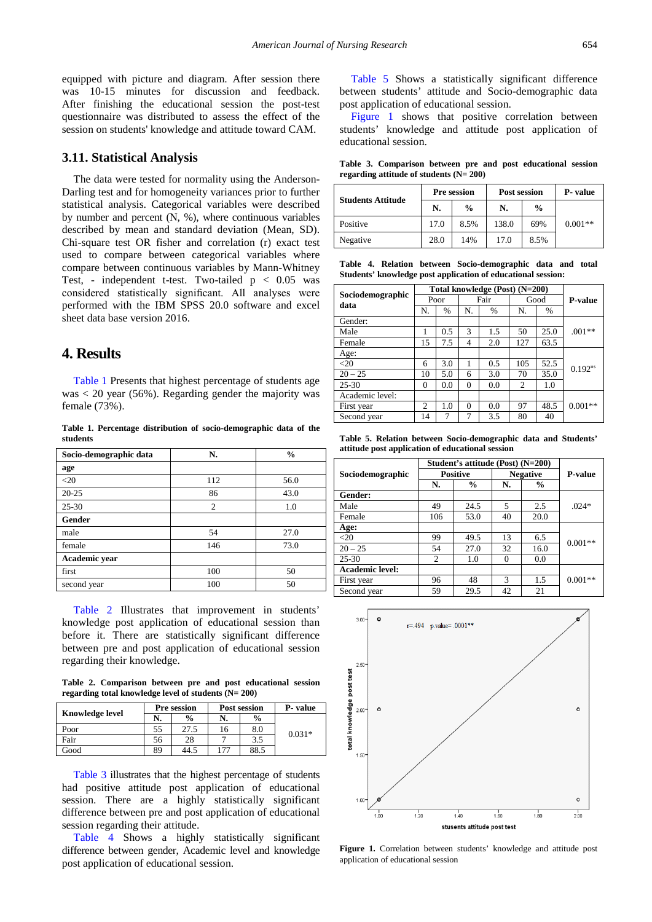equipped with picture and diagram. After session there was 10-15 minutes for discussion and feedback. After finishing the educational session the post-test questionnaire was distributed to assess the effect of the session on students' knowledge and attitude toward CAM.

## 3.11. Statistical Analysis

The data were tested for normality using the Anderson-Darling test and for homogeneity variances prior to further statistical analysis. Categorical variables were described by number and percent (N, %), where continuous variables described by mean and standard deviation (Mean, SD). Chi-square test OR fisher and correlation (r) exact test used to compare between categorical variables where compare between continuous variables by Mann-Whitney Test, - independent t-test. Two-tailed $p < 0.05$ was considered statistically significant. All analyses were performed with the IBM SPSS 20.0 software and excel sheet data base version 2016.

# 4. Results

Table 1 Presents that highest percentage of students age was < 20 year (56%). Regarding gender the majority was female (73%).

**Table 1. Percentage distribution of socio-demographic data of the students**

| Socio-demographic data | N. | % |
|---|---|---|
| **age** | | |
| <20 | 112 | 56.0 |
| 20-25 | 86 | 43.0 |
| 25-30 | 2 | 1.0 |
| **Gender** | | |
| male | 54 | 27.0 |
| female | 146 | 73.0 |
| **Academic year** | | |
| first | 100 | 50 |
| second year | 100 | 50 |

Table 2 Illustrates that improvement in students' knowledge post application of educational session than before it. There are statistically significant difference between pre and post application of educational session regarding their knowledge.

**Table 2. Comparison between pre and post educational session regarding total knowledge level of students (N= 200)**

| Knowledge level | Pre session | | Post session | | P- value |
|---|---|---|---|---|---|
| | N. | % | N. | % | |
| Poor | 55 | 27.5 | 16 | 8.0 | 0.031* |
| Fair | 56 | 28 | 7 | 3.5 | |
| Good | 89 | 44.5 | 177 | 88.5 | |

Table 3 illustrates that the highest percentage of students had positive attitude post application of educational session. There are a highly statistically significant difference between pre and post application of educational session regarding their attitude.

Table 4 Shows a highly statistically significant difference between gender, Academic level and knowledge post application of educational session.

Table 5 Shows a statistically significant difference between students' attitude and Socio-demographic data post application of educational session.

Figure 1 shows that positive correlation between students' knowledge and attitude post application of educational session.

**Table 3. Comparison between pre and post educational session regarding attitude of students (N= 200)**

| Students Attitude | Pre session | | Post session | | P- value |
|---|---|---|---|---|---|
| | N. | % | N. | % | |
| Positive | 17.0 | 8.5% | 138.0 | 69% | 0.001** |
| Negative | 28.0 | 14% | 17.0 | 8.5% | |

**Table 4. Relation between Socio-demographic data and total Students' knowledge post application of educational session:**

| Sociodemographic data | Total knowledge (Post) (N=200) | | | | | | P-value |
|---|---|---|---|---|---|---|---|
| | Poor | | Fair | | Good | | |
| | N. | % | N. | % | N. | % | |
| Gender: | | | | | | | |
| Male | 1 | 0.5 | 3 | 1.5 | 50 | 25.0 | .001** |
| Female | 15 | 7.5 | 4 | 2.0 | 127 | 63.5 | |
| Age: | | | | | | | |
| <20 | 6 | 3.0 | 1 | 0.5 | 105 | 52.5 | 0.192$^{ns}$ |
| 20 – 25 | 10 | 5.0 | 6 | 3.0 | 70 | 35.0 | |
| 25-30 | 0 | 0.0 | 0 | 0.0 | 2 | 1.0 | |
| Academic level: | | | | | | | |
| First year | 2 | 1.0 | 0 | 0.0 | 97 | 48.5 | 0.001** |
| Second year | 14 | 7 | 7 | 3.5 | 80 | 40 | |

**Table 5. Relation between Socio-demographic data and Students' attitude post application of educational session**

| Sociodemographic | Student's attitude (Post) (N=200) | | | | P-value |
|---|---|---|---|---|---|
| | Positive | | Negative | | |
| | N. | % | N. | % | |
| **Gender:** | | | | | |
| Male | 49 | 24.5 | 5 | 2.5 | .024* |
| Female | 106 | 53.0 | 40 | 20.0 | |
| **Age:** | | | | | |
| <20 | 99 | 49.5 | 13 | 6.5 | 0.001** |
| 20 – 25 | 54 | 27.0 | 32 | 16.0 | |
| 25-30 | 2 | 1.0 | 0 | 0.0 | |
| **Academic level:** | | | | | |
| First year | 96 | 48 | 3 | 1.5 | 0.001** |
| Second year | 59 | 29.5 | 42 | 21 | |

**Figure 1.** Correlation between students' knowledge and attitude post application of educational session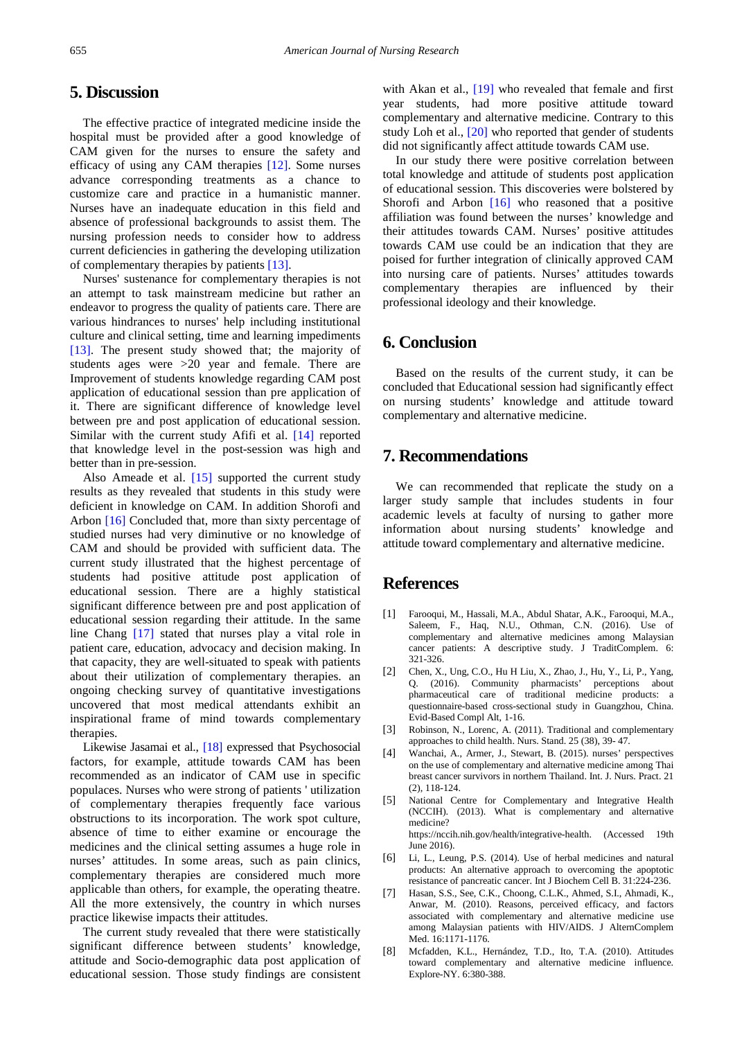## 5. Discussion

The effective practice of integrated medicine inside the hospital must be provided after a good knowledge of CAM given for the nurses to ensure the safety and efficacy of using any CAM therapies [12]. Some nurses advance corresponding treatments as a chance to customize care and practice in a humanistic manner. Nurses have an inadequate education in this field and absence of professional backgrounds to assist them. The nursing profession needs to consider how to address current deficiencies in gathering the developing utilization of complementary therapies by patients [13].

Nurses' sustenance for complementary therapies is not an attempt to task mainstream medicine but rather an endeavor to progress the quality of patients care. There are various hindrances to nurses' help including institutional culture and clinical setting, time and learning impediments [13]. The present study showed that; the majority of students ages were >20 year and female. There are Improvement of students knowledge regarding CAM post application of educational session than pre application of it. There are significant difference of knowledge level between pre and post application of educational session. Similar with the current study Afifi et al. [14] reported that knowledge level in the post-session was high and better than in pre-session.

Also Ameade et al. [15] supported the current study results as they revealed that students in this study were deficient in knowledge on CAM. In addition Shorofi and Arbon [16] Concluded that, more than sixty percentage of studied nurses had very diminutive or no knowledge of CAM and should be provided with sufficient data. The current study illustrated that the highest percentage of students had positive attitude post application of educational session. There are a highly statistical significant difference between pre and post application of educational session regarding their attitude. In the same line Chang [17] stated that nurses play a vital role in patient care, education, advocacy and decision making. In that capacity, they are well-situated to speak with patients about their utilization of complementary therapies. an ongoing checking survey of quantitative investigations uncovered that most medical attendants exhibit an inspirational frame of mind towards complementary therapies.

Likewise Jasamai et al., [18] expressed that Psychosocial factors, for example, attitude towards CAM has been recommended as an indicator of CAM use in specific populaces. Nurses who were strong of patients ' utilization of complementary therapies frequently face various obstructions to its incorporation. The work spot culture, absence of time to either examine or encourage the medicines and the clinical setting assumes a huge role in nurses' attitudes. In some areas, such as pain clinics, complementary therapies are considered much more applicable than others, for example, the operating theatre. All the more extensively, the country in which nurses practice likewise impacts their attitudes.

The current study revealed that there were statistically significant difference between students' knowledge, attitude and Socio-demographic data post application of educational session. Those study findings are consistent with Akan et al., [19] who revealed that female and first year students, had more positive attitude toward complementary and alternative medicine. Contrary to this study Loh et al., [20] who reported that gender of students did not significantly affect attitude towards CAM use.

In our study there were positive correlation between total knowledge and attitude of students post application of educational session. This discoveries were bolstered by Shorofi and Arbon [16] who reasoned that a positive affiliation was found between the nurses' knowledge and their attitudes towards CAM. Nurses' positive attitudes towards CAM use could be an indication that they are poised for further integration of clinically approved CAM into nursing care of patients. Nurses' attitudes towards complementary therapies are influenced by their professional ideology and their knowledge.

## 6. Conclusion

Based on the results of the current study, it can be concluded that Educational session had significantly effect on nursing students' knowledge and attitude toward complementary and alternative medicine.

## 7. Recommendations

We can recommended that replicate the study on a larger study sample that includes students in four academic levels at faculty of nursing to gather more information about nursing students' knowledge and attitude toward complementary and alternative medicine.

## References

[1] Farooqui, M., Hassali, M.A., Abdul Shatar, A.K., Farooqui, M.A., Saleem, F., Haq, N.U., Othman, C.N. (2016). Use of complementary and alternative medicines among Malaysian cancer patients: A descriptive study. J TraditComplem. 6: 321-326.

[2] Chen, X., Ung, C.O., Hu H Liu, X., Zhao, J., Hu, Y., Li, P., Yang, Q. (2016). Community pharmacists' perceptions about pharmaceutical care of traditional medicine products: a questionnaire-based cross-sectional study in Guangzhou, China. Evid-Based Compl Alt, 1-16.

[3] Robinson, N., Lorenc, A. (2011). Traditional and complementary approaches to child health. Nurs. Stand. 25 (38), 39- 47.

[4] Wanchai, A., Armer, J., Stewart, B. (2015). nurses' perspectives on the use of complementary and alternative medicine among Thai breast cancer survivors in northern Thailand. Int. J. Nurs. Pract. 21 (2), 118-124.

[5] National Centre for Complementary and Integrative Health (NCCIH). (2013). What is complementary and alternative medicine? https://nccih.nih.gov/health/integrative-health. (Accessed 19th June 2016).

[6] Li, L., Leung, P.S. (2014). Use of herbal medicines and natural products: An alternative approach to overcoming the apoptotic resistance of pancreatic cancer. Int J Biochem Cell B. 31:224-236.

[7] Hasan, S.S., See, C.K., Choong, C.L.K., Ahmed, S.I., Ahmadi, K., Anwar, M. (2010). Reasons, perceived efficacy, and factors associated with complementary and alternative medicine use among Malaysian patients with HIV/AIDS. J AlternComplem Med. 16:1171-1176.

[8] Mcfadden, K.L., Hernández, T.D., Ito, T.A. (2010). Attitudes toward complementary and alternative medicine influence. Explore-NY. 6:380-388.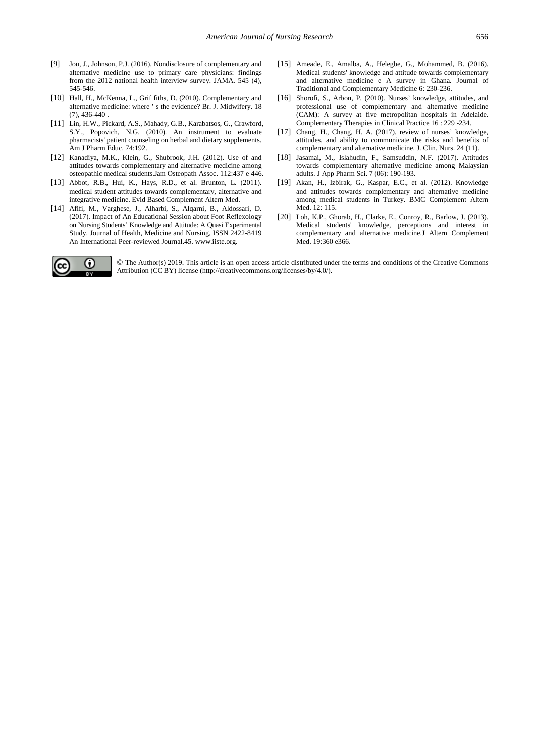[9] Jou, J., Johnson, P.J. (2016). Nondisclosure of complementary and alternative medicine use to primary care physicians: findings from the 2012 national health interview survey. JAMA. 545 (4), 545-546.

[10] Hall, H., McKenna, L., Grif fiths, D. (2010). Complementary and alternative medicine: where ' s the evidence? Br. J. Midwifery. 18 (7), 436-440 .

[11] Lin, H.W., Pickard, A.S., Mahady, G.B., Karabatsos, G., Crawford, S.Y., Popovich, N.G. (2010). An instrument to evaluate pharmacists' patient counseling on herbal and dietary supplements. Am J Pharm Educ. 74:192.

[12] Kanadiya, M.K., Klein, G., Shubrook, J.H. (2012). Use of and attitudes towards complementary and alternative medicine among osteopathic medical students.Jam Osteopath Assoc. 112:437 e 446.

[13] Abbot, R.B., Hui, K., Hays, R.D., et al. Brunton, L. (2011). medical student attitudes towards complementary, alternative and integrative medicine. Evid Based Complement Altern Med.

[14] Afifi, M., Varghese, J., Alharbi, S., Alqarni, B., Aldossari, D. (2017). Impact of An Educational Session about Foot Reflexology on Nursing Students' Knowledge and Attitude: A Quasi Experimental Study. Journal of Health, Medicine and Nursing, ISSN 2422-8419 An International Peer-reviewed Journal.45. www.iiste.org.

[15] Ameade, E., Amalba, A., Helegbe, G., Mohammed, B. (2016). Medical students' knowledge and attitude towards complementary and alternative medicine e A survey in Ghana. Journal of Traditional and Complementary Medicine 6: 230-236.

[16] Shorofi, S., Arbon, P. (2010). Nurses' knowledge, attitudes, and professional use of complementary and alternative medicine (CAM): A survey at five metropolitan hospitals in Adelaide. Complementary Therapies in Clinical Practice 16 : 229 -234.

[17] Chang, H., Chang, H. A. (2017). review of nurses' knowledge, attitudes, and ability to communicate the risks and benefits of complementary and alternative medicine. J. Clin. Nurs. 24 (11).

[18] Jasamai, M., Islahudin, F., Samsuddin, N.F. (2017). Attitudes towards complementary alternative medicine among Malaysian adults. J App Pharm Sci. 7 (06): 190-193.

[19] Akan, H., Izbirak, G., Kaspar, E.C., et al. (2012). Knowledge and attitudes towards complementary and alternative medicine among medical students in Turkey. BMC Complement Altern Med. 12: 115.

[20] Loh, K.P., Ghorab, H., Clarke, E., Conroy, R., Barlow, J. (2013). Medical students' knowledge, perceptions and interest in complementary and alternative medicine.J Altern Complement Med. 19:360 e366.

© The Author(s) 2019. This article is an open access article distributed under the terms and conditions of the Creative Commons Attribution (CC BY) license (http://creativecommons.org/licenses/by/4.0/).